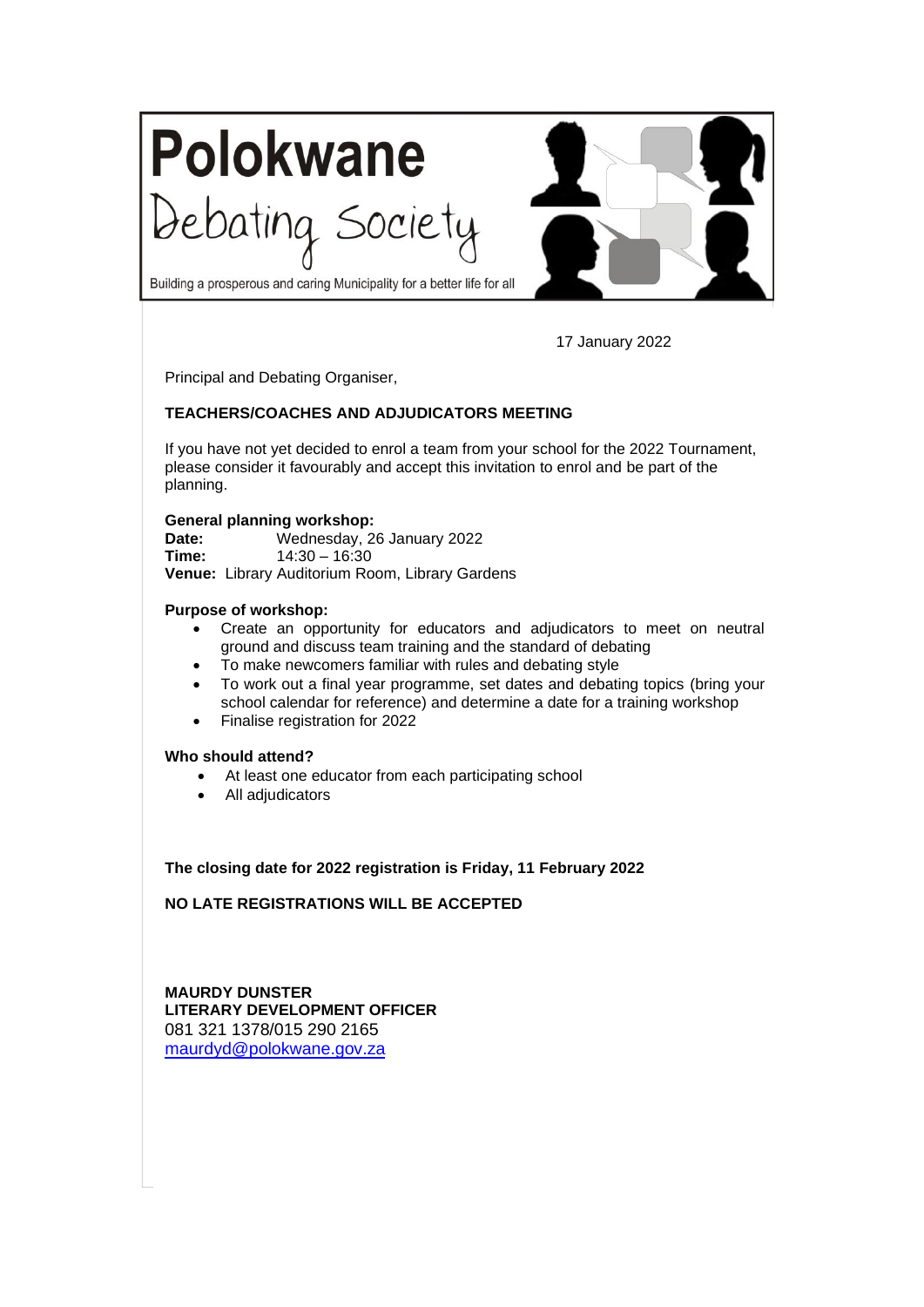# Polokwane

## Debating Society

Building a prosperous and caring Municipality for a better life for all

17 January 2022

Principal and Debating Organiser,

**TEACHERS/COACHES AND ADJUDICATORS MEETING**

If you have not yet decided to enrol a team from your school for the 2022 Tournament, please consider it favourably and accept this invitation to enrol and be part of the planning.

**General planning workshop:**
**Date:** Wednesday, 26 January 2022
**Time:** 14:30 – 16:30
**Venue:** Library Auditorium Room, Library Gardens

**Purpose of workshop:**

- Create an opportunity for educators and adjudicators to meet on neutral ground and discuss team training and the standard of debating
- To make newcomers familiar with rules and debating style
- To work out a final year programme, set dates and debating topics (bring your school calendar for reference) and determine a date for a training workshop
- Finalise registration for 2022

**Who should attend?**

- At least one educator from each participating school
- All adjudicators

**The closing date for 2022 registration is Friday, 11 February 2022**

**NO LATE REGISTRATIONS WILL BE ACCEPTED**

**MAURDY DUNSTER**
**LITERARY DEVELOPMENT OFFICER**
081 321 1378/015 290 2165
maurdyd@polokwane.gov.za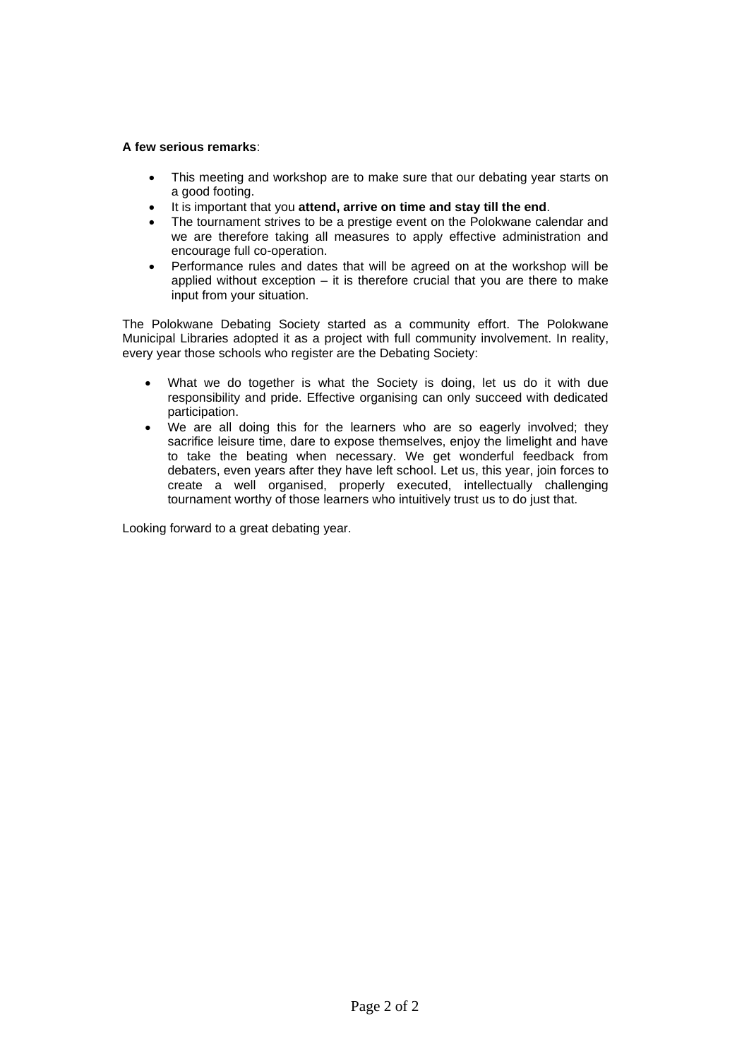**A few serious remarks**:

- This meeting and workshop are to make sure that our debating year starts on a good footing.
- It is important that you **attend, arrive on time and stay till the end**.
- The tournament strives to be a prestige event on the Polokwane calendar and we are therefore taking all measures to apply effective administration and encourage full co-operation.
- Performance rules and dates that will be agreed on at the workshop will be applied without exception – it is therefore crucial that you are there to make input from your situation.

The Polokwane Debating Society started as a community effort. The Polokwane Municipal Libraries adopted it as a project with full community involvement. In reality, every year those schools who register are the Debating Society:

- What we do together is what the Society is doing, let us do it with due responsibility and pride. Effective organising can only succeed with dedicated participation.
- We are all doing this for the learners who are so eagerly involved; they sacrifice leisure time, dare to expose themselves, enjoy the limelight and have to take the beating when necessary. We get wonderful feedback from debaters, even years after they have left school. Let us, this year, join forces to create a well organised, properly executed, intellectually challenging tournament worthy of those learners who intuitively trust us to do just that.

Looking forward to a great debating year.